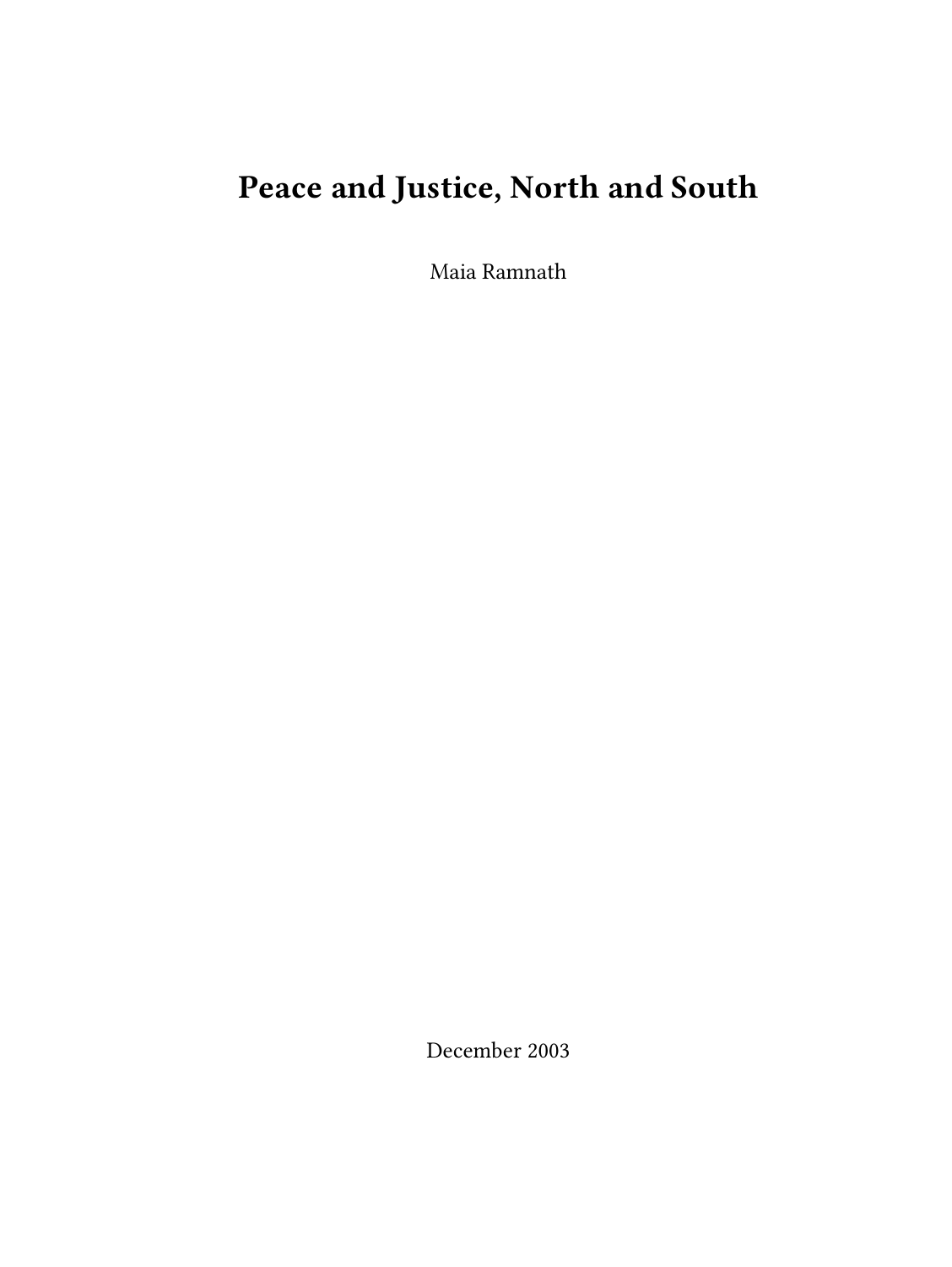# Peace and Justice, North and South

Maia Ramnath

December 2003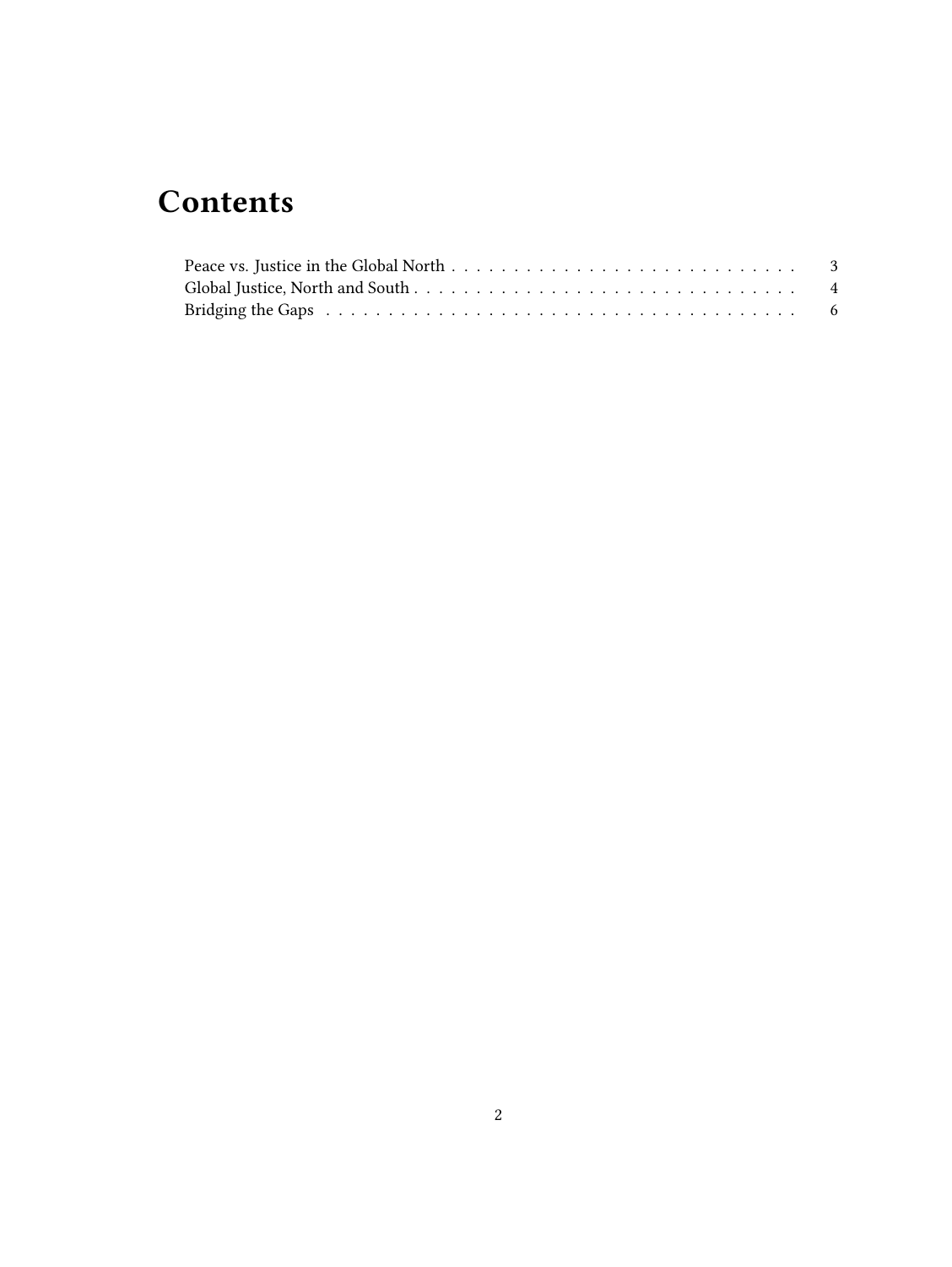# Contents

Peace vs. Justice in the Global North . . . . . . . . . . . . . . . . . . . . . . . . . . . . 3
Global Justice, North and South . . . . . . . . . . . . . . . . . . . . . . . . . . . . . . . . 4
Bridging the Gaps . . . . . . . . . . . . . . . . . . . . . . . . . . . . . . . . . . . . . . . 6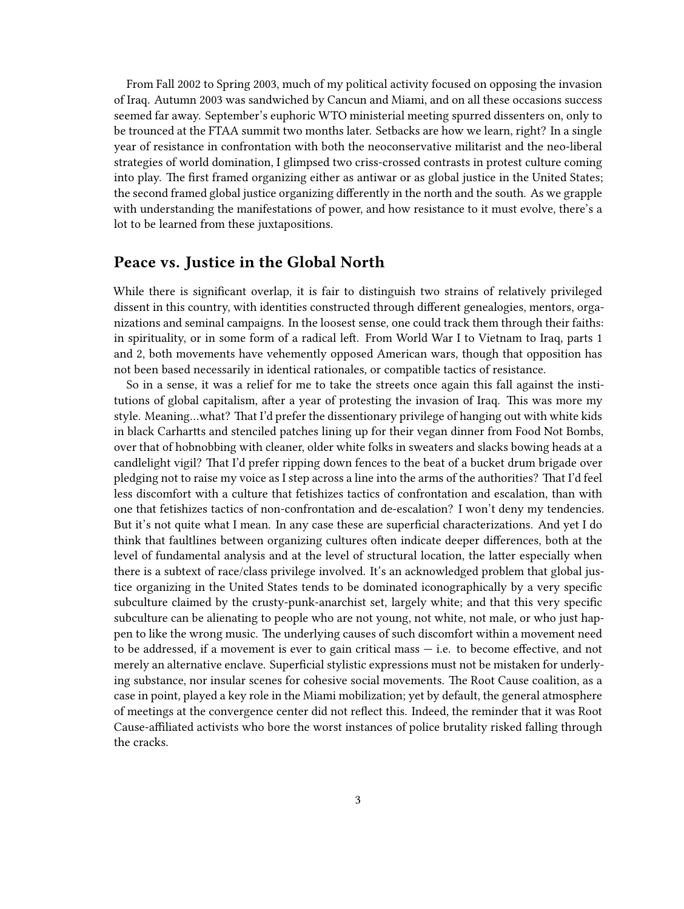From Fall 2002 to Spring 2003, much of my political activity focused on opposing the invasion of Iraq. Autumn 2003 was sandwiched by Cancun and Miami, and on all these occasions success seemed far away. September's euphoric WTO ministerial meeting spurred dissenters on, only to be trounced at the FTAA summit two months later. Setbacks are how we learn, right? In a single year of resistance in confrontation with both the neoconservative militarist and the neo-liberal strategies of world domination, I glimpsed two criss-crossed contrasts in protest culture coming into play. The first framed organizing either as antiwar or as global justice in the United States; the second framed global justice organizing differently in the north and the south. As we grapple with understanding the manifestations of power, and how resistance to it must evolve, there's a lot to be learned from these juxtapositions.

## Peace vs. Justice in the Global North

While there is significant overlap, it is fair to distinguish two strains of relatively privileged dissent in this country, with identities constructed through different genealogies, mentors, organizations and seminal campaigns. In the loosest sense, one could track them through their faiths: in spirituality, or in some form of a radical left. From World War I to Vietnam to Iraq, parts 1 and 2, both movements have vehemently opposed American wars, though that opposition has not been based necessarily in identical rationales, or compatible tactics of resistance.

So in a sense, it was a relief for me to take the streets once again this fall against the institutions of global capitalism, after a year of protesting the invasion of Iraq. This was more my style. Meaning…what? That I'd prefer the dissentionary privilege of hanging out with white kids in black Carhartts and stenciled patches lining up for their vegan dinner from Food Not Bombs, over that of hobnobbing with cleaner, older white folks in sweaters and slacks bowing heads at a candlelight vigil? That I'd prefer ripping down fences to the beat of a bucket drum brigade over pledging not to raise my voice as I step across a line into the arms of the authorities? That I'd feel less discomfort with a culture that fetishizes tactics of confrontation and escalation, than with one that fetishizes tactics of non-confrontation and de-escalation? I won't deny my tendencies. But it's not quite what I mean. In any case these are superficial characterizations. And yet I do think that faultlines between organizing cultures often indicate deeper differences, both at the level of fundamental analysis and at the level of structural location, the latter especially when there is a subtext of race/class privilege involved. It's an acknowledged problem that global justice organizing in the United States tends to be dominated iconographically by a very specific subculture claimed by the crusty-punk-anarchist set, largely white; and that this very specific subculture can be alienating to people who are not young, not white, not male, or who just happen to like the wrong music. The underlying causes of such discomfort within a movement need to be addressed, if a movement is ever to gain critical mass — i.e. to become effective, and not merely an alternative enclave. Superficial stylistic expressions must not be mistaken for underlying substance, nor insular scenes for cohesive social movements. The Root Cause coalition, as a case in point, played a key role in the Miami mobilization; yet by default, the general atmosphere of meetings at the convergence center did not reflect this. Indeed, the reminder that it was Root Cause-affiliated activists who bore the worst instances of police brutality risked falling through the cracks.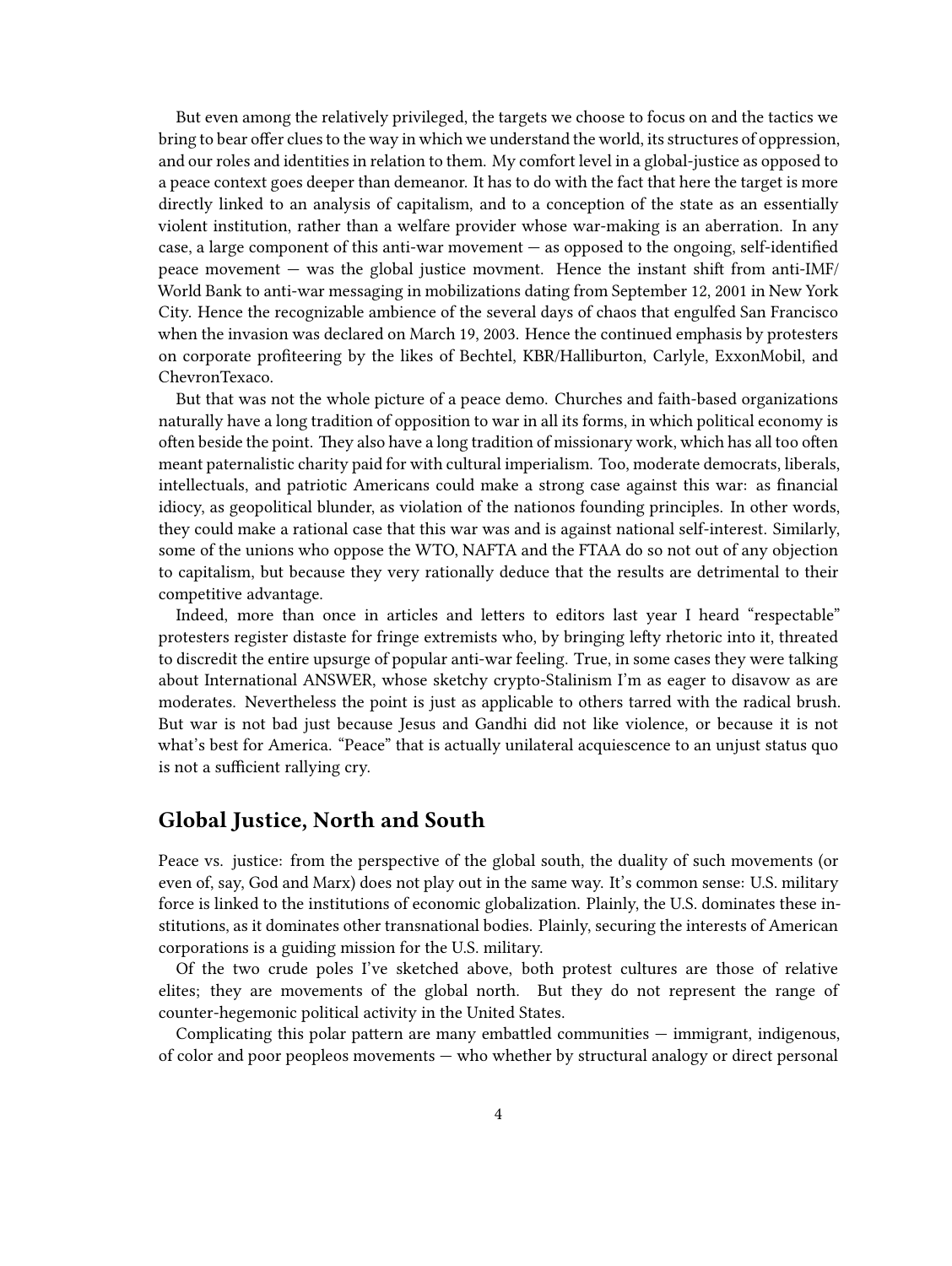But even among the relatively privileged, the targets we choose to focus on and the tactics we bring to bear offer clues to the way in which we understand the world, its structures of oppression, and our roles and identities in relation to them. My comfort level in a global-justice as opposed to a peace context goes deeper than demeanor. It has to do with the fact that here the target is more directly linked to an analysis of capitalism, and to a conception of the state as an essentially violent institution, rather than a welfare provider whose war-making is an aberration. In any case, a large component of this anti-war movement — as opposed to the ongoing, self-identified peace movement — was the global justice movment. Hence the instant shift from anti-IMF/World Bank to anti-war messaging in mobilizations dating from September 12, 2001 in New York City. Hence the recognizable ambience of the several days of chaos that engulfed San Francisco when the invasion was declared on March 19, 2003. Hence the continued emphasis by protesters on corporate profiteering by the likes of Bechtel, KBR/Halliburton, Carlyle, ExxonMobil, and ChevronTexaco.

But that was not the whole picture of a peace demo. Churches and faith-based organizations naturally have a long tradition of opposition to war in all its forms, in which political economy is often beside the point. They also have a long tradition of missionary work, which has all too often meant paternalistic charity paid for with cultural imperialism. Too, moderate democrats, liberals, intellectuals, and patriotic Americans could make a strong case against this war: as financial idiocy, as geopolitical blunder, as violation of the nationos founding principles. In other words, they could make a rational case that this war was and is against national self-interest. Similarly, some of the unions who oppose the WTO, NAFTA and the FTAA do so not out of any objection to capitalism, but because they very rationally deduce that the results are detrimental to their competitive advantage.

Indeed, more than once in articles and letters to editors last year I heard "respectable" protesters register distaste for fringe extremists who, by bringing lefty rhetoric into it, threated to discredit the entire upsurge of popular anti-war feeling. True, in some cases they were talking about International ANSWER, whose sketchy crypto-Stalinism I'm as eager to disavow as are moderates. Nevertheless the point is just as applicable to others tarred with the radical brush. But war is not bad just because Jesus and Gandhi did not like violence, or because it is not what's best for America. "Peace" that is actually unilateral acquiescence to an unjust status quo is not a sufficient rallying cry.

## Global Justice, North and South

Peace vs. justice: from the perspective of the global south, the duality of such movements (or even of, say, God and Marx) does not play out in the same way. It's common sense: U.S. military force is linked to the institutions of economic globalization. Plainly, the U.S. dominates these institutions, as it dominates other transnational bodies. Plainly, securing the interests of American corporations is a guiding mission for the U.S. military.

Of the two crude poles I've sketched above, both protest cultures are those of relative elites; they are movements of the global north. But they do not represent the range of counter-hegemonic political activity in the United States.

Complicating this polar pattern are many embattled communities — immigrant, indigenous, of color and poor peopleos movements — who whether by structural analogy or direct personal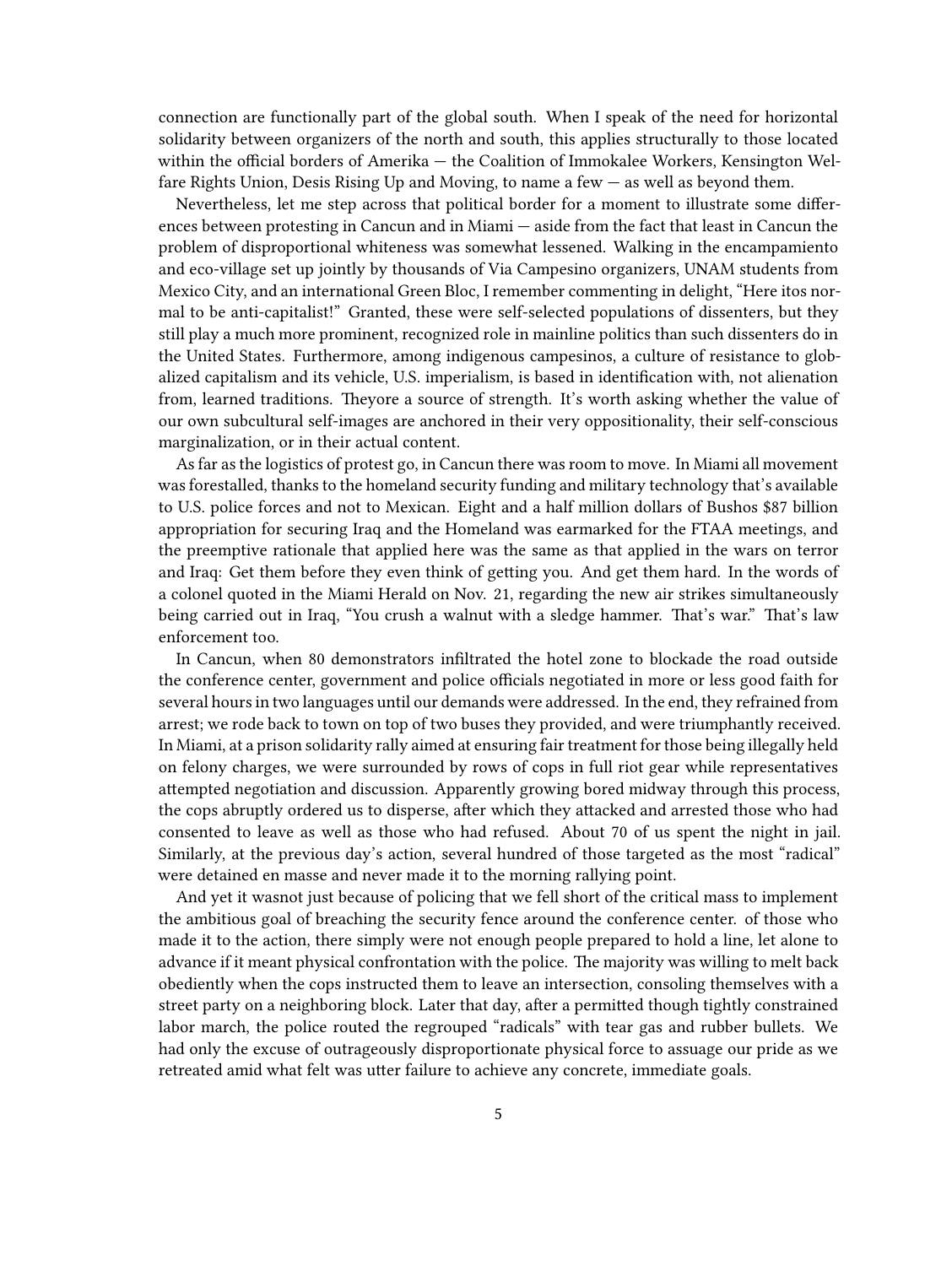connection are functionally part of the global south. When I speak of the need for horizontal solidarity between organizers of the north and south, this applies structurally to those located within the official borders of Amerika — the Coalition of Immokalee Workers, Kensington Welfare Rights Union, Desis Rising Up and Moving, to name a few — as well as beyond them.

Nevertheless, let me step across that political border for a moment to illustrate some differences between protesting in Cancun and in Miami — aside from the fact that least in Cancun the problem of disproportional whiteness was somewhat lessened. Walking in the encampamiento and eco-village set up jointly by thousands of Via Campesino organizers, UNAM students from Mexico City, and an international Green Bloc, I remember commenting in delight, "Here itos normal to be anti-capitalist!" Granted, these were self-selected populations of dissenters, but they still play a much more prominent, recognized role in mainline politics than such dissenters do in the United States. Furthermore, among indigenous campesinos, a culture of resistance to globalized capitalism and its vehicle, U.S. imperialism, is based in identification with, not alienation from, learned traditions. Theyore a source of strength. It's worth asking whether the value of our own subcultural self-images are anchored in their very oppositionality, their self-conscious marginalization, or in their actual content.

As far as the logistics of protest go, in Cancun there was room to move. In Miami all movement was forestalled, thanks to the homeland security funding and military technology that's available to U.S. police forces and not to Mexican. Eight and a half million dollars of Bushos $87 billion appropriation for securing Iraq and the Homeland was earmarked for the FTAA meetings, and the preemptive rationale that applied here was the same as that applied in the wars on terror and Iraq: Get them before they even think of getting you. And get them hard. In the words of a colonel quoted in the Miami Herald on Nov. 21, regarding the new air strikes simultaneously being carried out in Iraq, "You crush a walnut with a sledge hammer. That's war." That's law enforcement too.

In Cancun, when 80 demonstrators infiltrated the hotel zone to blockade the road outside the conference center, government and police officials negotiated in more or less good faith for several hours in two languages until our demands were addressed. In the end, they refrained from arrest; we rode back to town on top of two buses they provided, and were triumphantly received. In Miami, at a prison solidarity rally aimed at ensuring fair treatment for those being illegally held on felony charges, we were surrounded by rows of cops in full riot gear while representatives attempted negotiation and discussion. Apparently growing bored midway through this process, the cops abruptly ordered us to disperse, after which they attacked and arrested those who had consented to leave as well as those who had refused. About 70 of us spent the night in jail. Similarly, at the previous day's action, several hundred of those targeted as the most "radical" were detained en masse and never made it to the morning rallying point.

And yet it wasnot just because of policing that we fell short of the critical mass to implement the ambitious goal of breaching the security fence around the conference center. of those who made it to the action, there simply were not enough people prepared to hold a line, let alone to advance if it meant physical confrontation with the police. The majority was willing to melt back obediently when the cops instructed them to leave an intersection, consoling themselves with a street party on a neighboring block. Later that day, after a permitted though tightly constrained labor march, the police routed the regrouped "radicals" with tear gas and rubber bullets. We had only the excuse of outrageously disproportionate physical force to assuage our pride as we retreated amid what felt was utter failure to achieve any concrete, immediate goals.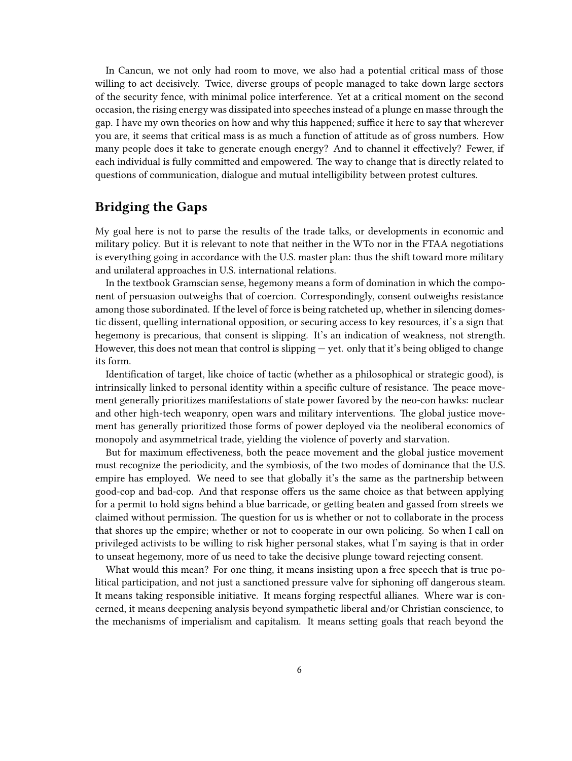In Cancun, we not only had room to move, we also had a potential critical mass of those willing to act decisively. Twice, diverse groups of people managed to take down large sectors of the security fence, with minimal police interference. Yet at a critical moment on the second occasion, the rising energy was dissipated into speeches instead of a plunge en masse through the gap. I have my own theories on how and why this happened; suffice it here to say that wherever you are, it seems that critical mass is as much a function of attitude as of gross numbers. How many people does it take to generate enough energy? And to channel it effectively? Fewer, if each individual is fully committed and empowered. The way to change that is directly related to questions of communication, dialogue and mutual intelligibility between protest cultures.

## Bridging the Gaps

My goal here is not to parse the results of the trade talks, or developments in economic and military policy. But it is relevant to note that neither in the WTo nor in the FTAA negotiations is everything going in accordance with the U.S. master plan: thus the shift toward more military and unilateral approaches in U.S. international relations.

In the textbook Gramscian sense, hegemony means a form of domination in which the component of persuasion outweighs that of coercion. Correspondingly, consent outweighs resistance among those subordinated. If the level of force is being ratcheted up, whether in silencing domestic dissent, quelling international opposition, or securing access to key resources, it's a sign that hegemony is precarious, that consent is slipping. It's an indication of weakness, not strength. However, this does not mean that control is slipping — yet. only that it's being obliged to change its form.

Identification of target, like choice of tactic (whether as a philosophical or strategic good), is intrinsically linked to personal identity within a specific culture of resistance. The peace movement generally prioritizes manifestations of state power favored by the neo-con hawks: nuclear and other high-tech weaponry, open wars and military interventions. The global justice movement has generally prioritized those forms of power deployed via the neoliberal economics of monopoly and asymmetrical trade, yielding the violence of poverty and starvation.

But for maximum effectiveness, both the peace movement and the global justice movement must recognize the periodicity, and the symbiosis, of the two modes of dominance that the U.S. empire has employed. We need to see that globally it's the same as the partnership between good-cop and bad-cop. And that response offers us the same choice as that between applying for a permit to hold signs behind a blue barricade, or getting beaten and gassed from streets we claimed without permission. The question for us is whether or not to collaborate in the process that shores up the empire; whether or not to cooperate in our own policing. So when I call on privileged activists to be willing to risk higher personal stakes, what I'm saying is that in order to unseat hegemony, more of us need to take the decisive plunge toward rejecting consent.

What would this mean? For one thing, it means insisting upon a free speech that is true political participation, and not just a sanctioned pressure valve for siphoning off dangerous steam. It means taking responsible initiative. It means forging respectful allianes. Where war is concerned, it means deepening analysis beyond sympathetic liberal and/or Christian conscience, to the mechanisms of imperialism and capitalism. It means setting goals that reach beyond the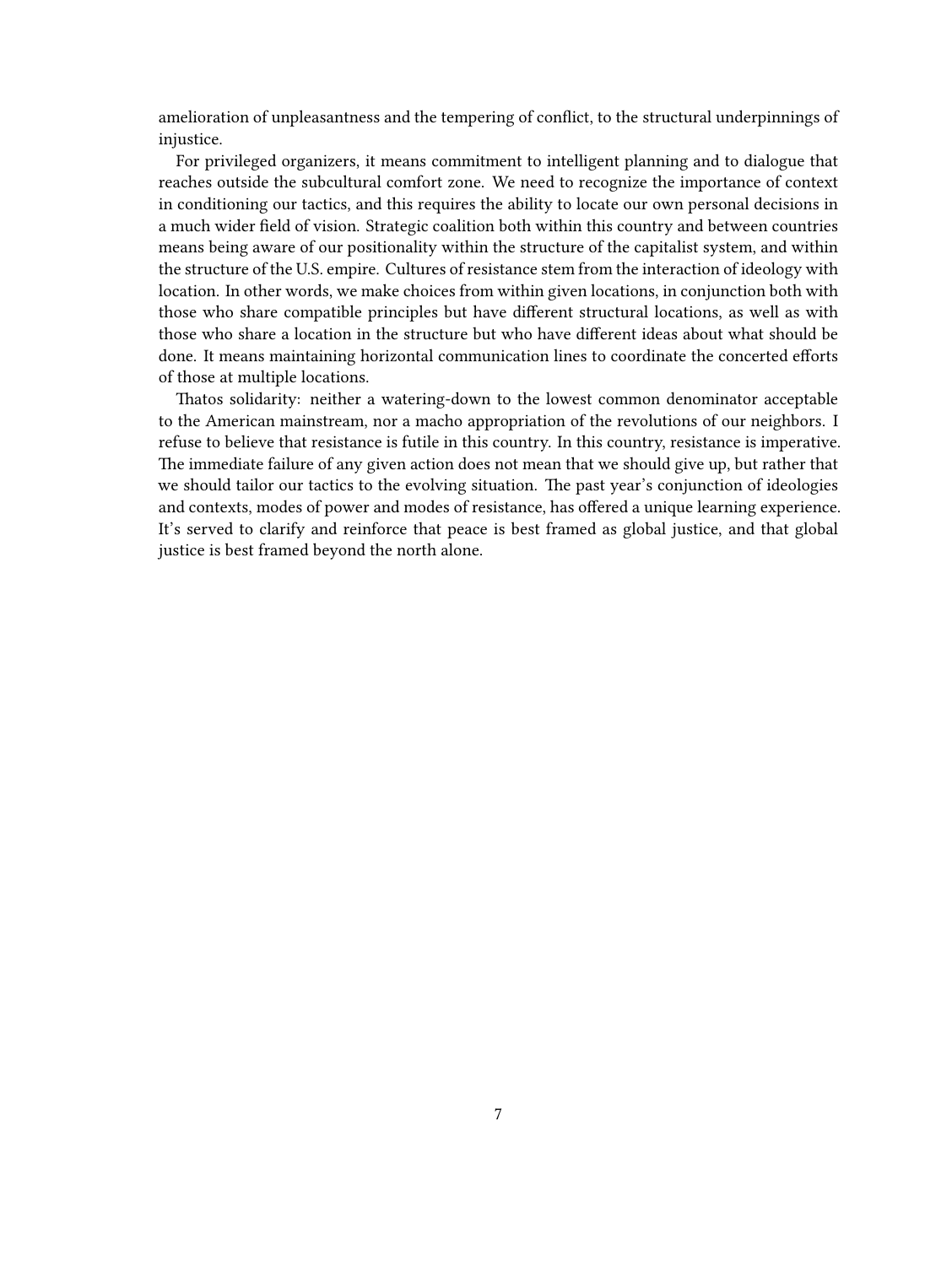amelioration of unpleasantness and the tempering of conflict, to the structural underpinnings of injustice.

For privileged organizers, it means commitment to intelligent planning and to dialogue that reaches outside the subcultural comfort zone. We need to recognize the importance of context in conditioning our tactics, and this requires the ability to locate our own personal decisions in a much wider field of vision. Strategic coalition both within this country and between countries means being aware of our positionality within the structure of the capitalist system, and within the structure of the U.S. empire. Cultures of resistance stem from the interaction of ideology with location. In other words, we make choices from within given locations, in conjunction both with those who share compatible principles but have different structural locations, as well as with those who share a location in the structure but who have different ideas about what should be done. It means maintaining horizontal communication lines to coordinate the concerted efforts of those at multiple locations.

Thatos solidarity: neither a watering-down to the lowest common denominator acceptable to the American mainstream, nor a macho appropriation of the revolutions of our neighbors. I refuse to believe that resistance is futile in this country. In this country, resistance is imperative. The immediate failure of any given action does not mean that we should give up, but rather that we should tailor our tactics to the evolving situation. The past year's conjunction of ideologies and contexts, modes of power and modes of resistance, has offered a unique learning experience. It's served to clarify and reinforce that peace is best framed as global justice, and that global justice is best framed beyond the north alone.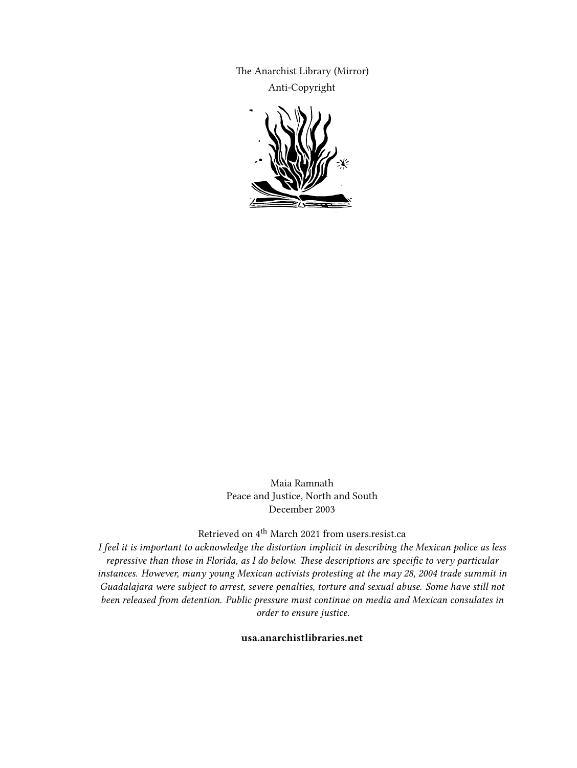The Anarchist Library (Mirror)
Anti-Copyright

Maia Ramnath
Peace and Justice, North and South
December 2003

Retrieved on 4th March 2021 from users.resist.ca

*I feel it is important to acknowledge the distortion implicit in describing the Mexican police as less repressive than those in Florida, as I do below. These descriptions are specific to very particular instances. However, many young Mexican activists protesting at the may 28, 2004 trade summit in Guadalajara were subject to arrest, severe penalties, torture and sexual abuse. Some have still not been released from detention. Public pressure must continue on media and Mexican consulates in order to ensure justice.*

**usa.anarchistlibraries.net**